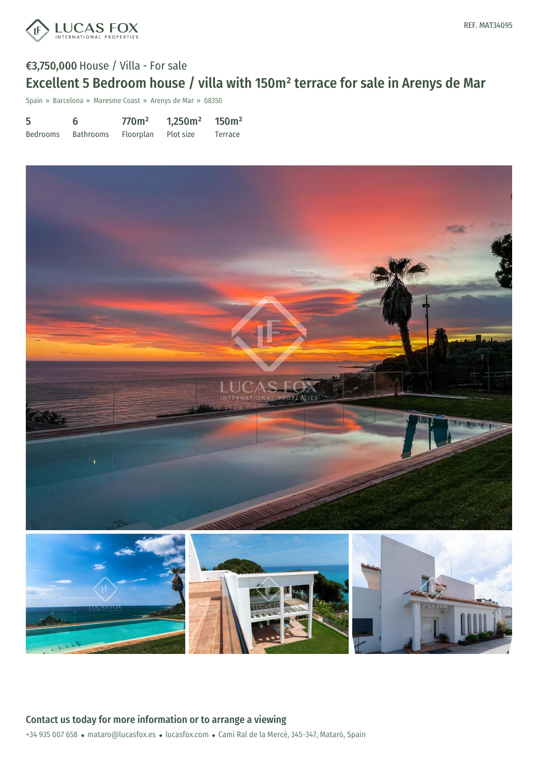REF. MAT34095

€3,750,000 House / Villa - For sale

# Excellent 5 Bedroom house / villa with 150m² terrace for sale in Arenys de Mar

Spain » Barcelona » Maresme Coast » Arenys de Mar » 08350

| 5 | 6 | 770m² | 1,250m² | 150m² |
|---|---|---|---|---|
| Bedrooms | Bathrooms | Floorplan | Plot size | Terrace |

## Contact us today for more information or to arrange a viewing

+34 935 007 658 • mataro@lucasfox.es • lucasfox.com • Camí Ral de la Mercè, 345-347, Mataró, Spain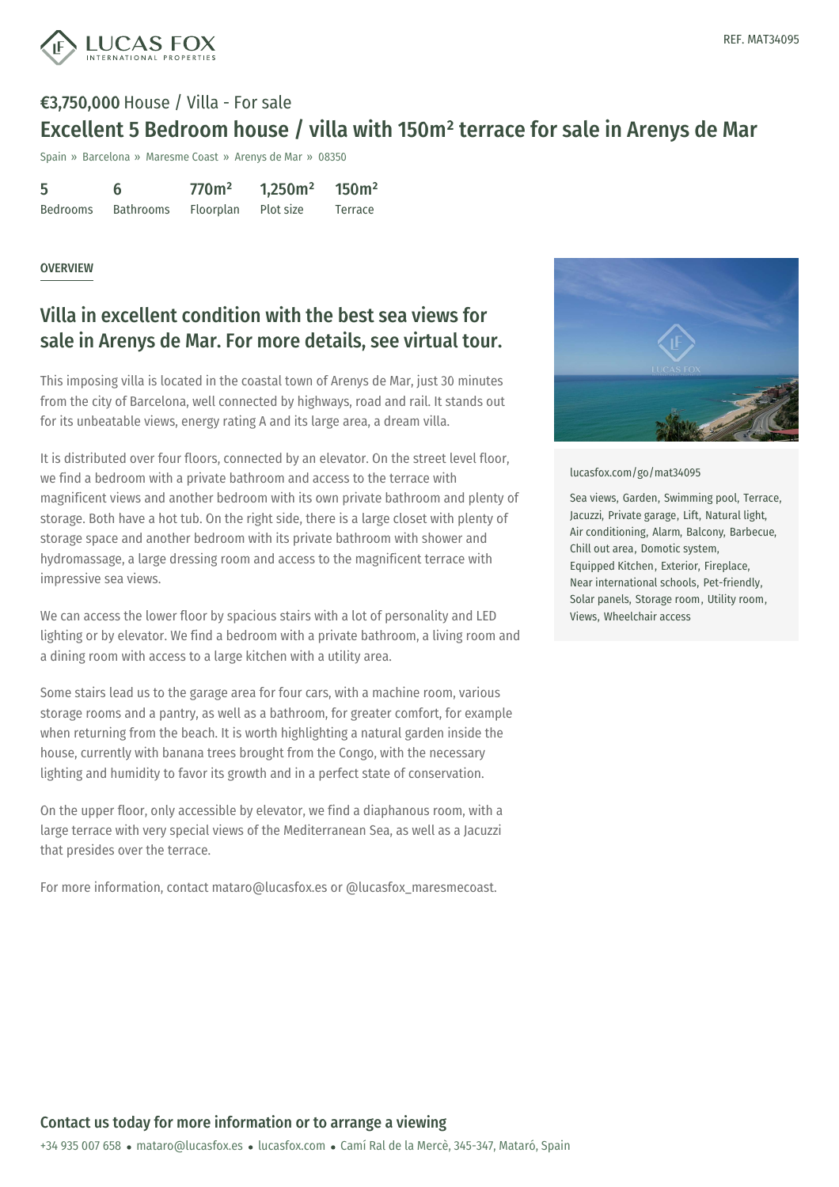REF. MAT34095

**€3,750,000** House / Villa - For sale

# Excellent 5 Bedroom house / villa with 150m² terrace for sale in Arenys de Mar

Spain » Barcelona » Maresme Coast » Arenys de Mar » 08350

| 5 | 6 | 770m² | 1,250m² | 150m² |
|---|---|---|---|---|
| Bedrooms | Bathrooms | Floorplan | Plot size | Terrace |

## OVERVIEW

## Villa in excellent condition with the best sea views for sale in Arenys de Mar. For more details, see virtual tour.

This imposing villa is located in the coastal town of Arenys de Mar, just 30 minutes from the city of Barcelona, well connected by highways, road and rail. It stands out for its unbeatable views, energy rating A and its large area, a dream villa.

It is distributed over four floors, connected by an elevator. On the street level floor, we find a bedroom with a private bathroom and access to the terrace with magnificent views and another bedroom with its own private bathroom and plenty of storage. Both have a hot tub. On the right side, there is a large closet with plenty of storage space and another bedroom with its private bathroom with shower and hydromassage, a large dressing room and access to the magnificent terrace with impressive sea views.

We can access the lower floor by spacious stairs with a lot of personality and LED lighting or by elevator. We find a bedroom with a private bathroom, a living room and a dining room with access to a large kitchen with a utility area.

Some stairs lead us to the garage area for four cars, with a machine room, various storage rooms and a pantry, as well as a bathroom, for greater comfort, for example when returning from the beach. It is worth highlighting a natural garden inside the house, currently with banana trees brought from the Congo, with the necessary lighting and humidity to favor its growth and in a perfect state of conservation.

On the upper floor, only accessible by elevator, we find a diaphanous room, with a large terrace with very special views of the Mediterranean Sea, as well as a Jacuzzi that presides over the terrace.

For more information, contact mataro@lucasfox.es or @lucasfox_maresmecoast.

lucasfox.com/go/mat34095

Sea views, Garden, Swimming pool, Terrace, Jacuzzi, Private garage, Lift, Natural light, Air conditioning, Alarm, Balcony, Barbecue, Chill out area, Domotic system, Equipped Kitchen, Exterior, Fireplace, Near international schools, Pet-friendly, Solar panels, Storage room, Utility room, Views, Wheelchair access

## Contact us today for more information or to arrange a viewing

+34 935 007 658 • mataro@lucasfox.es • lucasfox.com • Camí Ral de la Mercè, 345-347, Mataró, Spain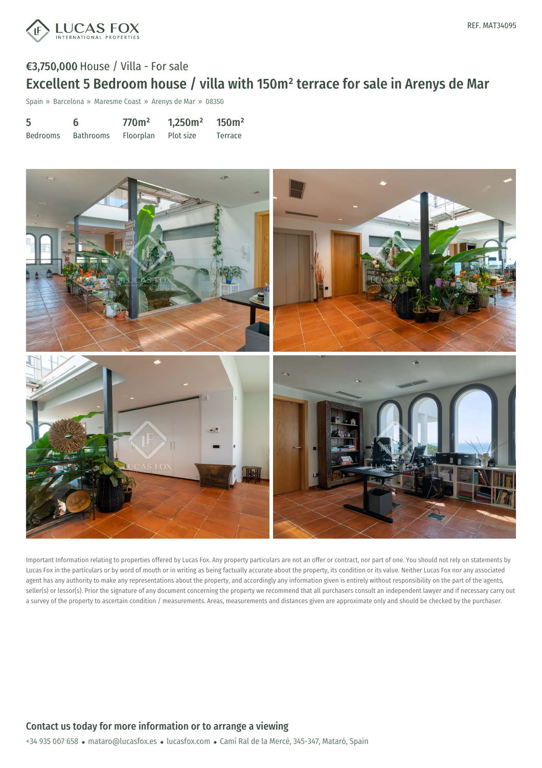REF. MAT34095

€3,750,000 House / Villa - For sale

# Excellent 5 Bedroom house / villa with 150m² terrace for sale in Arenys de Mar

Spain » Barcelona » Maresme Coast » Arenys de Mar » 08350

| 5 | 6 | 770m² | 1,250m² | 150m² |
|---|---|---|---|---|
| Bedrooms | Bathrooms | Floorplan | Plot size | Terrace |

Important Information relating to properties offered by Lucas Fox. Any property particulars are not an offer or contract, nor part of one. You should not rely on statements by Lucas Fox in the particulars or by word of mouth or in writing as being factually accurate about the property, its condition or its value. Neither Lucas Fox nor any associated agent has any authority to make any representations about the property, and accordingly any information given is entirely without responsibility on the part of the agents, seller(s) or lessor(s). Prior the signature of any document concerning the property we recommend that all purchasers consult an independent lawyer and if necessary carry out a survey of the property to ascertain condition / measurements. Areas, measurements and distances given are approximate only and should be checked by the purchaser.

## Contact us today for more information or to arrange a viewing

+34 935 007 658 • mataro@lucasfox.es • lucasfox.com • Camí Ral de la Mercè, 345-347, Mataró, Spain